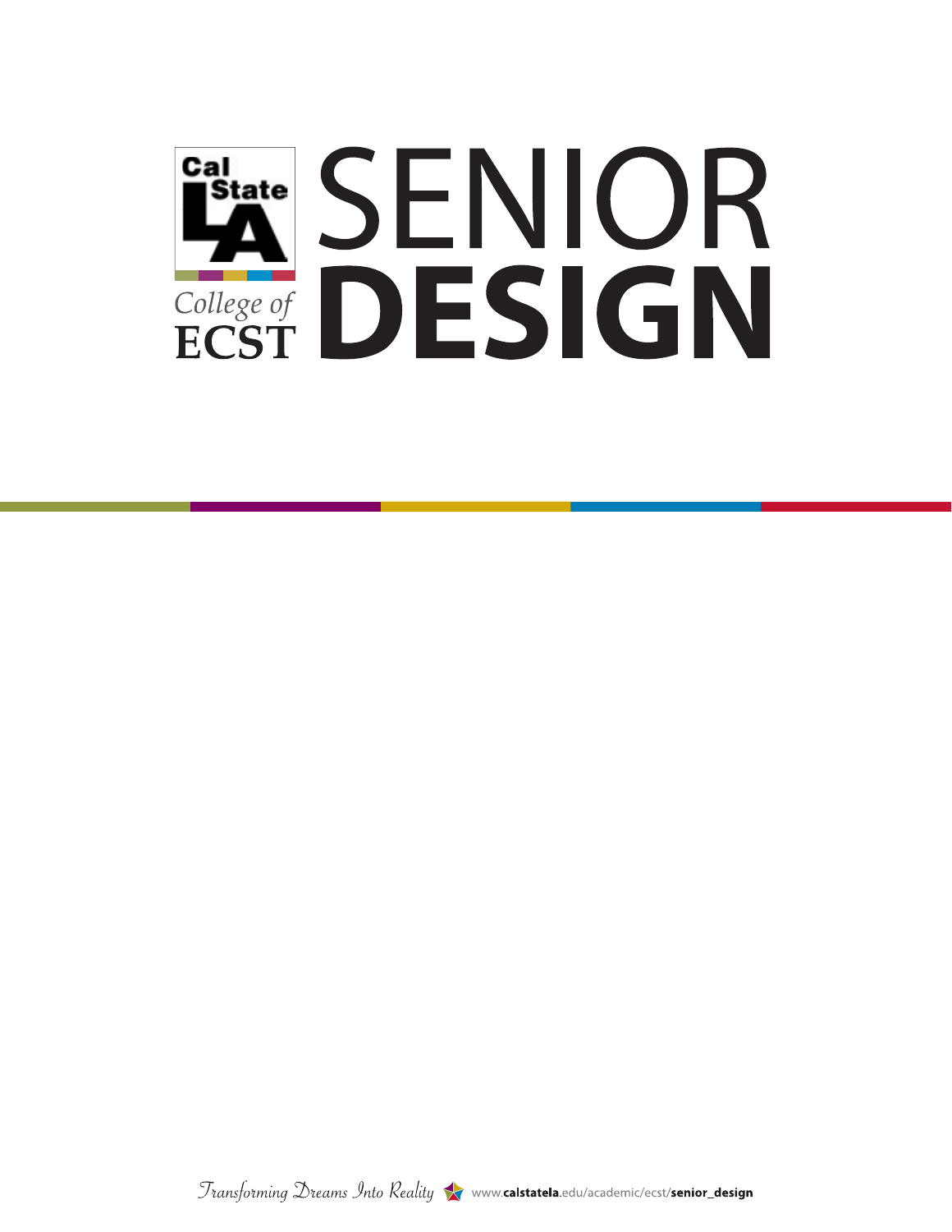Cal State LA

College of ECST

# SENIOR DESIGN

*Transforming Dreams Into Reality* www.calstatela.edu/academic/ecst/senior_design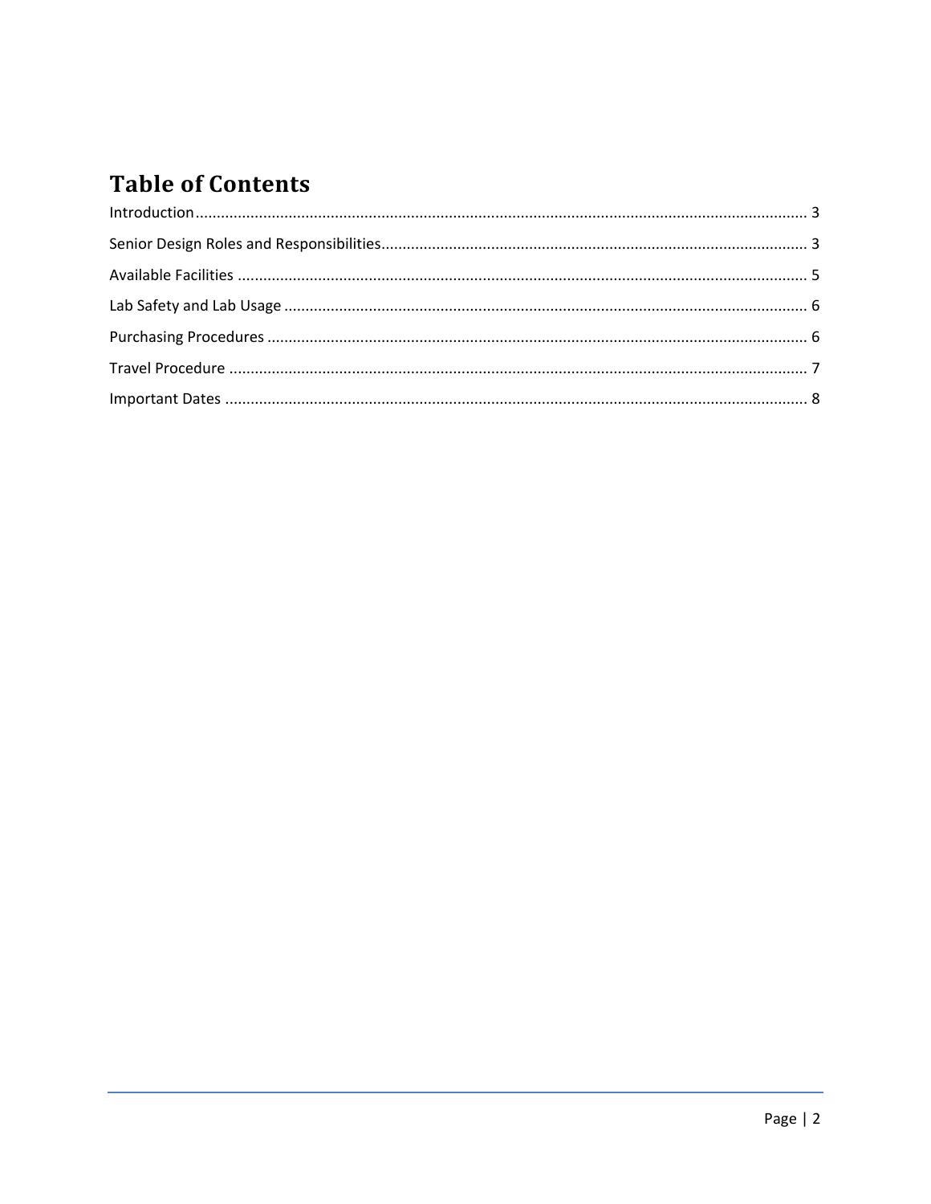# Table of Contents

Introduction ........................................................................................................................................ 3

Senior Design Roles and Responsibilities.................................................................................... 3

Available Facilities ............................................................................................................................ 5

Lab Safety and Lab Usage ................................................................................................................ 6

Purchasing Procedures .................................................................................................................... 6

Travel Procedure ............................................................................................................................... 7

Important Dates ................................................................................................................................. 8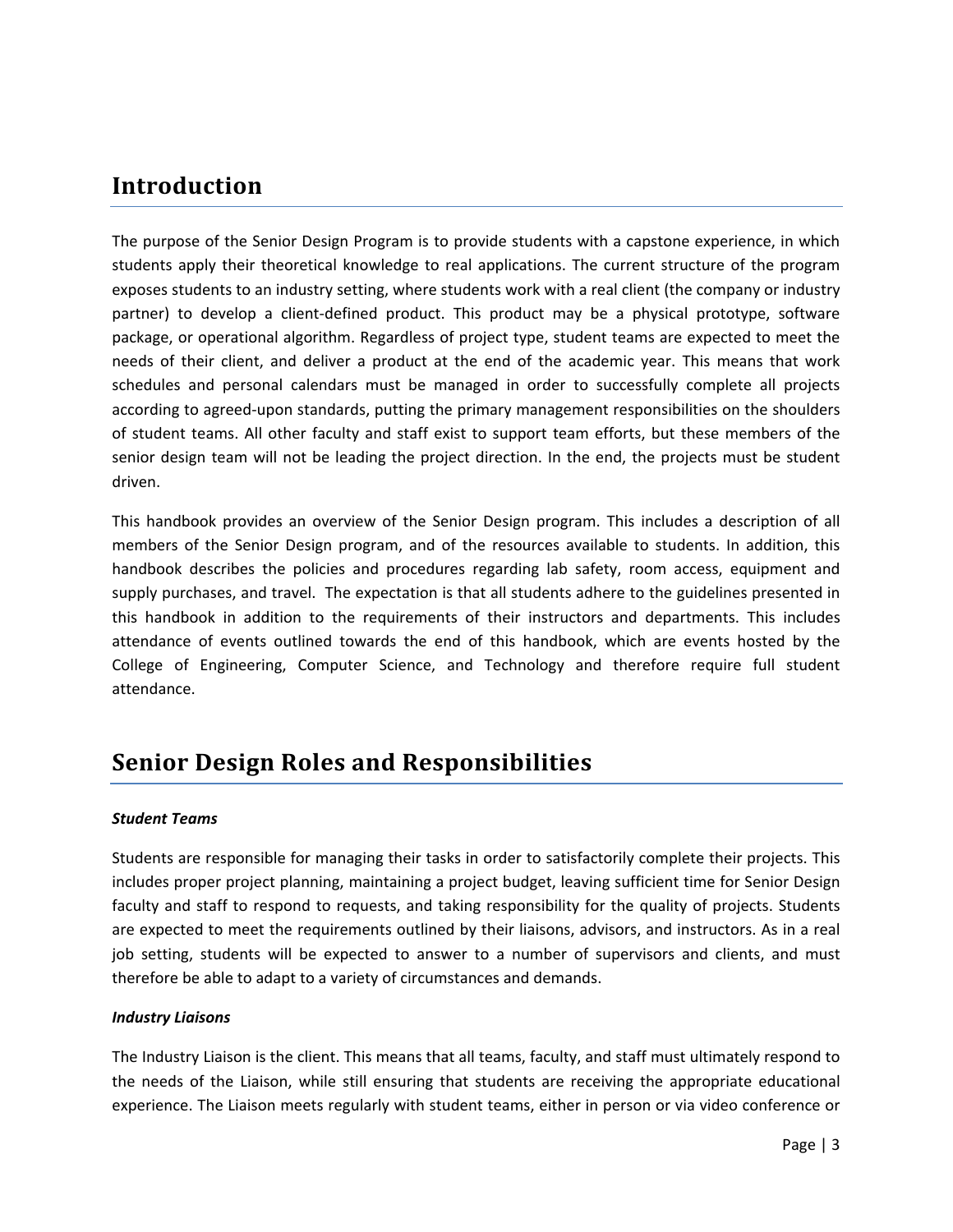# Introduction

The purpose of the Senior Design Program is to provide students with a capstone experience, in which students apply their theoretical knowledge to real applications. The current structure of the program exposes students to an industry setting, where students work with a real client (the company or industry partner) to develop a client-defined product. This product may be a physical prototype, software package, or operational algorithm. Regardless of project type, student teams are expected to meet the needs of their client, and deliver a product at the end of the academic year. This means that work schedules and personal calendars must be managed in order to successfully complete all projects according to agreed-upon standards, putting the primary management responsibilities on the shoulders of student teams. All other faculty and staff exist to support team efforts, but these members of the senior design team will not be leading the project direction. In the end, the projects must be student driven.

This handbook provides an overview of the Senior Design program. This includes a description of all members of the Senior Design program, and of the resources available to students. In addition, this handbook describes the policies and procedures regarding lab safety, room access, equipment and supply purchases, and travel. The expectation is that all students adhere to the guidelines presented in this handbook in addition to the requirements of their instructors and departments. This includes attendance of events outlined towards the end of this handbook, which are events hosted by the College of Engineering, Computer Science, and Technology and therefore require full student attendance.

# Senior Design Roles and Responsibilities

***Student Teams***

Students are responsible for managing their tasks in order to satisfactorily complete their projects. This includes proper project planning, maintaining a project budget, leaving sufficient time for Senior Design faculty and staff to respond to requests, and taking responsibility for the quality of projects. Students are expected to meet the requirements outlined by their liaisons, advisors, and instructors. As in a real job setting, students will be expected to answer to a number of supervisors and clients, and must therefore be able to adapt to a variety of circumstances and demands.

***Industry Liaisons***

The Industry Liaison is the client. This means that all teams, faculty, and staff must ultimately respond to the needs of the Liaison, while still ensuring that students are receiving the appropriate educational experience. The Liaison meets regularly with student teams, either in person or via video conference or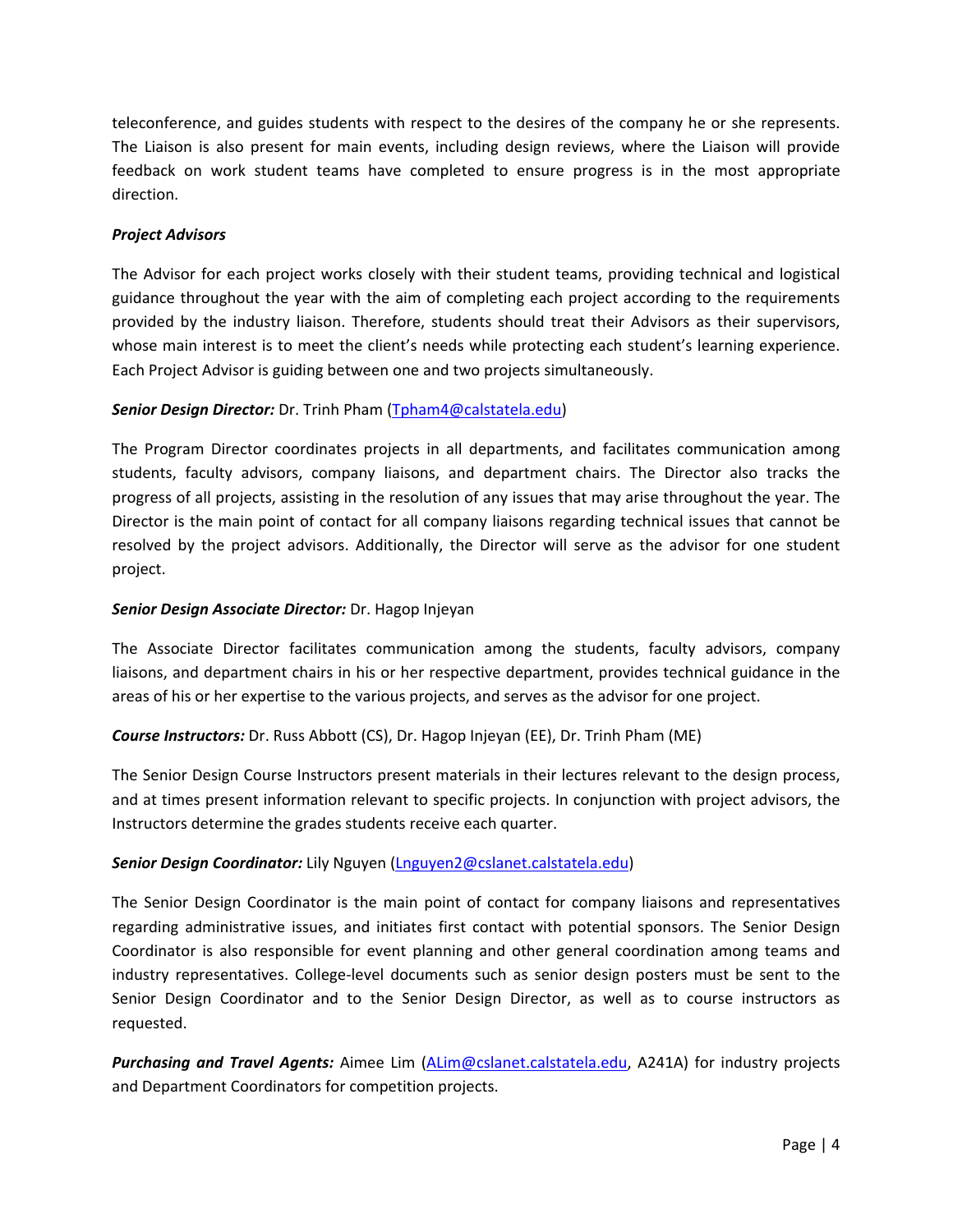teleconference, and guides students with respect to the desires of the company he or she represents. The Liaison is also present for main events, including design reviews, where the Liaison will provide feedback on work student teams have completed to ensure progress is in the most appropriate direction.

***Project Advisors***

The Advisor for each project works closely with their student teams, providing technical and logistical guidance throughout the year with the aim of completing each project according to the requirements provided by the industry liaison. Therefore, students should treat their Advisors as their supervisors, whose main interest is to meet the client's needs while protecting each student's learning experience. Each Project Advisor is guiding between one and two projects simultaneously.

***Senior Design Director:*** Dr. Trinh Pham (Tpham4@calstatela.edu)

The Program Director coordinates projects in all departments, and facilitates communication among students, faculty advisors, company liaisons, and department chairs. The Director also tracks the progress of all projects, assisting in the resolution of any issues that may arise throughout the year. The Director is the main point of contact for all company liaisons regarding technical issues that cannot be resolved by the project advisors. Additionally, the Director will serve as the advisor for one student project.

***Senior Design Associate Director:*** Dr. Hagop Injeyan

The Associate Director facilitates communication among the students, faculty advisors, company liaisons, and department chairs in his or her respective department, provides technical guidance in the areas of his or her expertise to the various projects, and serves as the advisor for one project.

***Course Instructors:*** Dr. Russ Abbott (CS), Dr. Hagop Injeyan (EE), Dr. Trinh Pham (ME)

The Senior Design Course Instructors present materials in their lectures relevant to the design process, and at times present information relevant to specific projects. In conjunction with project advisors, the Instructors determine the grades students receive each quarter.

***Senior Design Coordinator:*** Lily Nguyen (Lnguyen2@cslanet.calstatela.edu)

The Senior Design Coordinator is the main point of contact for company liaisons and representatives regarding administrative issues, and initiates first contact with potential sponsors. The Senior Design Coordinator is also responsible for event planning and other general coordination among teams and industry representatives. College-level documents such as senior design posters must be sent to the Senior Design Coordinator and to the Senior Design Director, as well as to course instructors as requested.

***Purchasing and Travel Agents:*** Aimee Lim (ALim@cslanet.calstatela.edu, A241A) for industry projects and Department Coordinators for competition projects.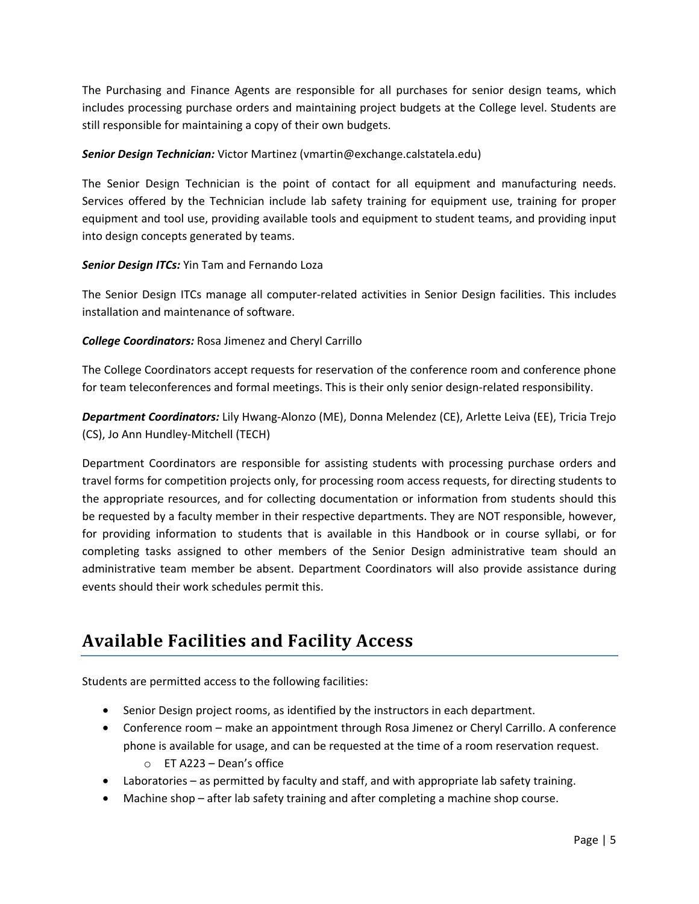The Purchasing and Finance Agents are responsible for all purchases for senior design teams, which includes processing purchase orders and maintaining project budgets at the College level. Students are still responsible for maintaining a copy of their own budgets.

***Senior Design Technician:*** Victor Martinez (vmartin@exchange.calstatela.edu)

The Senior Design Technician is the point of contact for all equipment and manufacturing needs. Services offered by the Technician include lab safety training for equipment use, training for proper equipment and tool use, providing available tools and equipment to student teams, and providing input into design concepts generated by teams.

***Senior Design ITCs:*** Yin Tam and Fernando Loza

The Senior Design ITCs manage all computer-related activities in Senior Design facilities. This includes installation and maintenance of software.

***College Coordinators:*** Rosa Jimenez and Cheryl Carrillo

The College Coordinators accept requests for reservation of the conference room and conference phone for team teleconferences and formal meetings. This is their only senior design-related responsibility.

***Department Coordinators:*** Lily Hwang-Alonzo (ME), Donna Melendez (CE), Arlette Leiva (EE), Tricia Trejo (CS), Jo Ann Hundley-Mitchell (TECH)

Department Coordinators are responsible for assisting students with processing purchase orders and travel forms for competition projects only, for processing room access requests, for directing students to the appropriate resources, and for collecting documentation or information from students should this be requested by a faculty member in their respective departments. They are NOT responsible, however, for providing information to students that is available in this Handbook or in course syllabi, or for completing tasks assigned to other members of the Senior Design administrative team should an administrative team member be absent. Department Coordinators will also provide assistance during events should their work schedules permit this.

# Available Facilities and Facility Access

Students are permitted access to the following facilities:

- Senior Design project rooms, as identified by the instructors in each department.
- Conference room – make an appointment through Rosa Jimenez or Cheryl Carrillo. A conference phone is available for usage, and can be requested at the time of a room reservation request.
    - ET A223 – Dean's office
- Laboratories – as permitted by faculty and staff, and with appropriate lab safety training.
- Machine shop – after lab safety training and after completing a machine shop course.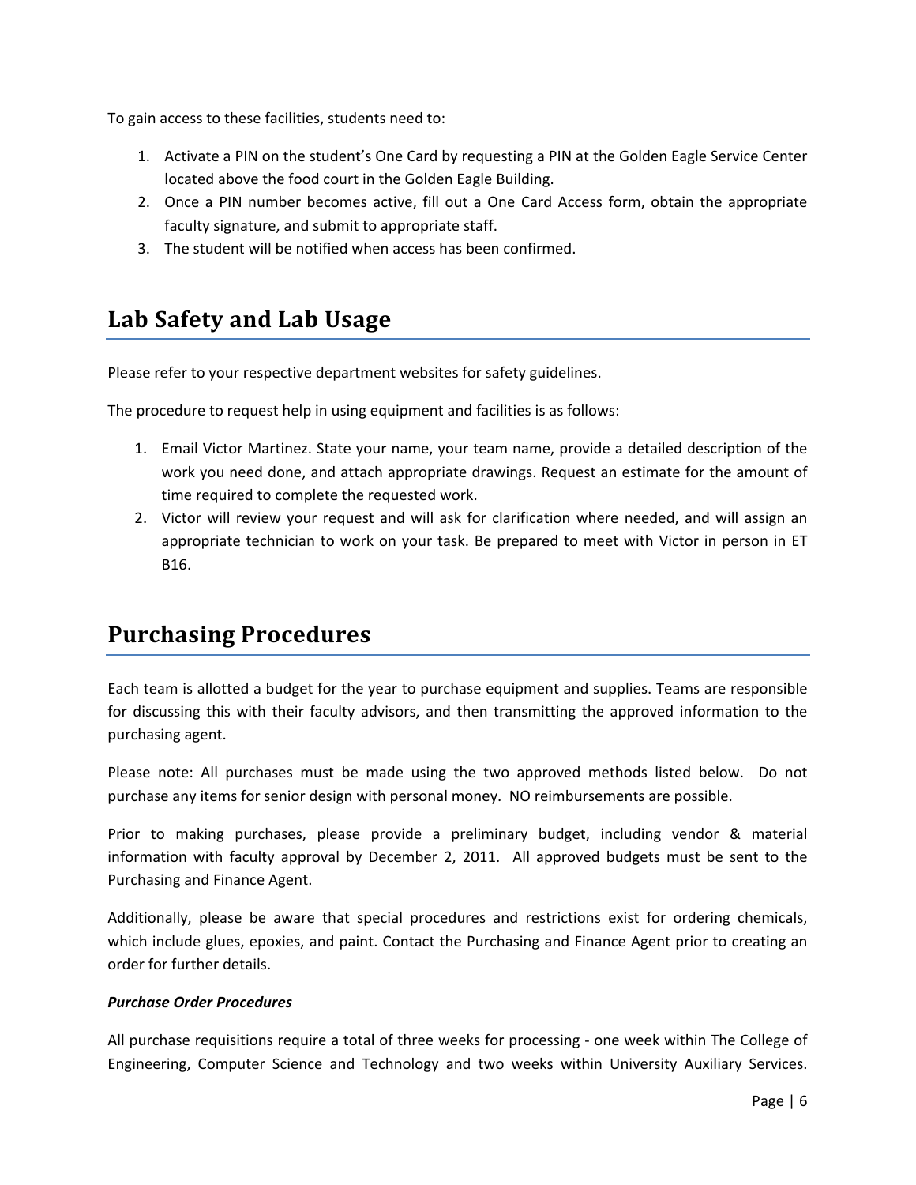To gain access to these facilities, students need to:

1. Activate a PIN on the student's One Card by requesting a PIN at the Golden Eagle Service Center located above the food court in the Golden Eagle Building.
2. Once a PIN number becomes active, fill out a One Card Access form, obtain the appropriate faculty signature, and submit to appropriate staff.
3. The student will be notified when access has been confirmed.

## Lab Safety and Lab Usage

Please refer to your respective department websites for safety guidelines.

The procedure to request help in using equipment and facilities is as follows:

1. Email Victor Martinez. State your name, your team name, provide a detailed description of the work you need done, and attach appropriate drawings. Request an estimate for the amount of time required to complete the requested work.
2. Victor will review your request and will ask for clarification where needed, and will assign an appropriate technician to work on your task. Be prepared to meet with Victor in person in ET B16.

## Purchasing Procedures

Each team is allotted a budget for the year to purchase equipment and supplies. Teams are responsible for discussing this with their faculty advisors, and then transmitting the approved information to the purchasing agent.

Please note: All purchases must be made using the two approved methods listed below. Do not purchase any items for senior design with personal money. NO reimbursements are possible.

Prior to making purchases, please provide a preliminary budget, including vendor & material information with faculty approval by December 2, 2011. All approved budgets must be sent to the Purchasing and Finance Agent.

Additionally, please be aware that special procedures and restrictions exist for ordering chemicals, which include glues, epoxies, and paint. Contact the Purchasing and Finance Agent prior to creating an order for further details.

***Purchase Order Procedures***

All purchase requisitions require a total of three weeks for processing - one week within The College of Engineering, Computer Science and Technology and two weeks within University Auxiliary Services.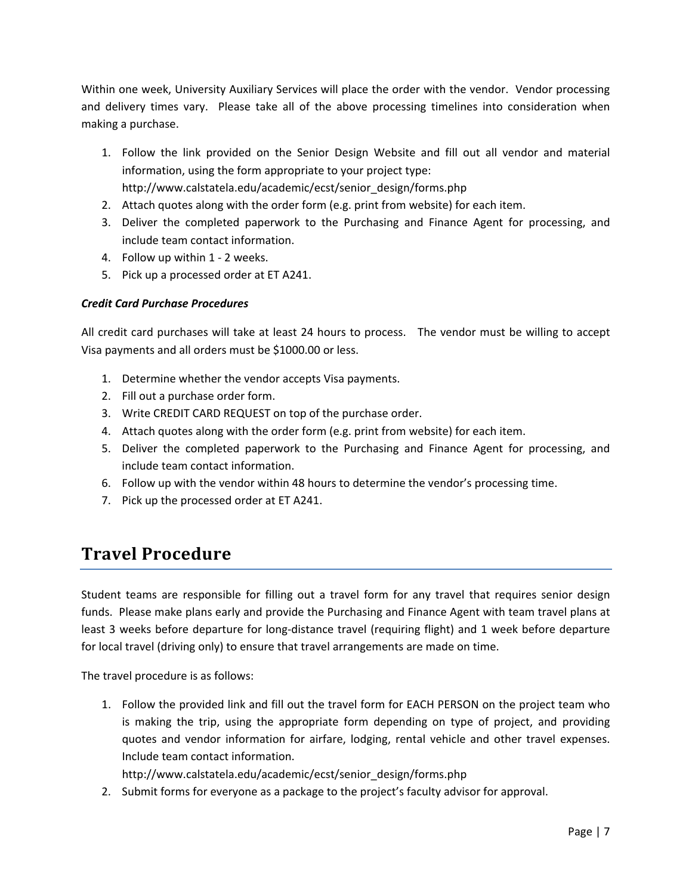Within one week, University Auxiliary Services will place the order with the vendor. Vendor processing and delivery times vary. Please take all of the above processing timelines into consideration when making a purchase.

1. Follow the link provided on the Senior Design Website and fill out all vendor and material information, using the form appropriate to your project type: http://www.calstatela.edu/academic/ecst/senior_design/forms.php
2. Attach quotes along with the order form (e.g. print from website) for each item.
3. Deliver the completed paperwork to the Purchasing and Finance Agent for processing, and include team contact information.
4. Follow up within 1 - 2 weeks.
5. Pick up a processed order at ET A241.

***Credit Card Purchase Procedures***

All credit card purchases will take at least 24 hours to process. The vendor must be willing to accept Visa payments and all orders must be $1000.00 or less.

1. Determine whether the vendor accepts Visa payments.
2. Fill out a purchase order form.
3. Write CREDIT CARD REQUEST on top of the purchase order.
4. Attach quotes along with the order form (e.g. print from website) for each item.
5. Deliver the completed paperwork to the Purchasing and Finance Agent for processing, and include team contact information.
6. Follow up with the vendor within 48 hours to determine the vendor's processing time.
7. Pick up the processed order at ET A241.

## Travel Procedure

Student teams are responsible for filling out a travel form for any travel that requires senior design funds. Please make plans early and provide the Purchasing and Finance Agent with team travel plans at least 3 weeks before departure for long-distance travel (requiring flight) and 1 week before departure for local travel (driving only) to ensure that travel arrangements are made on time.

The travel procedure is as follows:

1. Follow the provided link and fill out the travel form for EACH PERSON on the project team who is making the trip, using the appropriate form depending on type of project, and providing quotes and vendor information for airfare, lodging, rental vehicle and other travel expenses. Include team contact information.
   http://www.calstatela.edu/academic/ecst/senior_design/forms.php
2. Submit forms for everyone as a package to the project's faculty advisor for approval.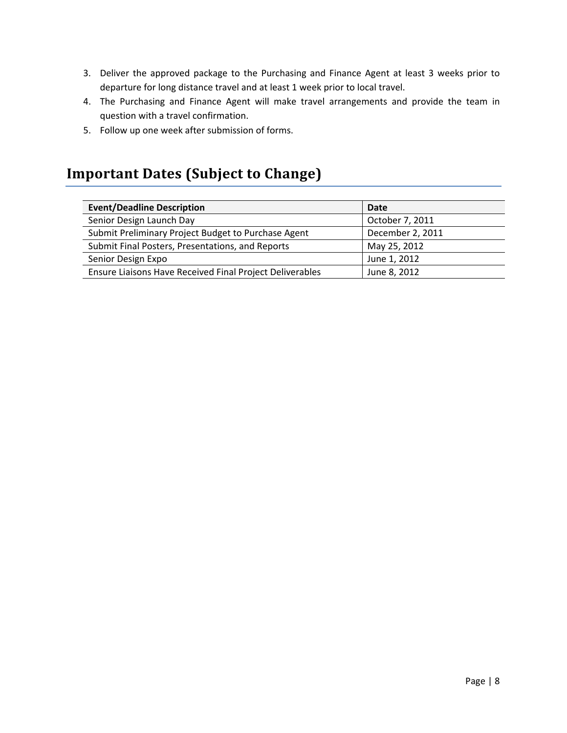3. Deliver the approved package to the Purchasing and Finance Agent at least 3 weeks prior to departure for long distance travel and at least 1 week prior to local travel.
4. The Purchasing and Finance Agent will make travel arrangements and provide the team in question with a travel confirmation.
5. Follow up one week after submission of forms.

# Important Dates (Subject to Change)

| Event/Deadline Description | Date |
|---|---|
| Senior Design Launch Day | October 7, 2011 |
| Submit Preliminary Project Budget to Purchase Agent | December 2, 2011 |
| Submit Final Posters, Presentations, and Reports | May 25, 2012 |
| Senior Design Expo | June 1, 2012 |
| Ensure Liaisons Have Received Final Project Deliverables | June 8, 2012 |